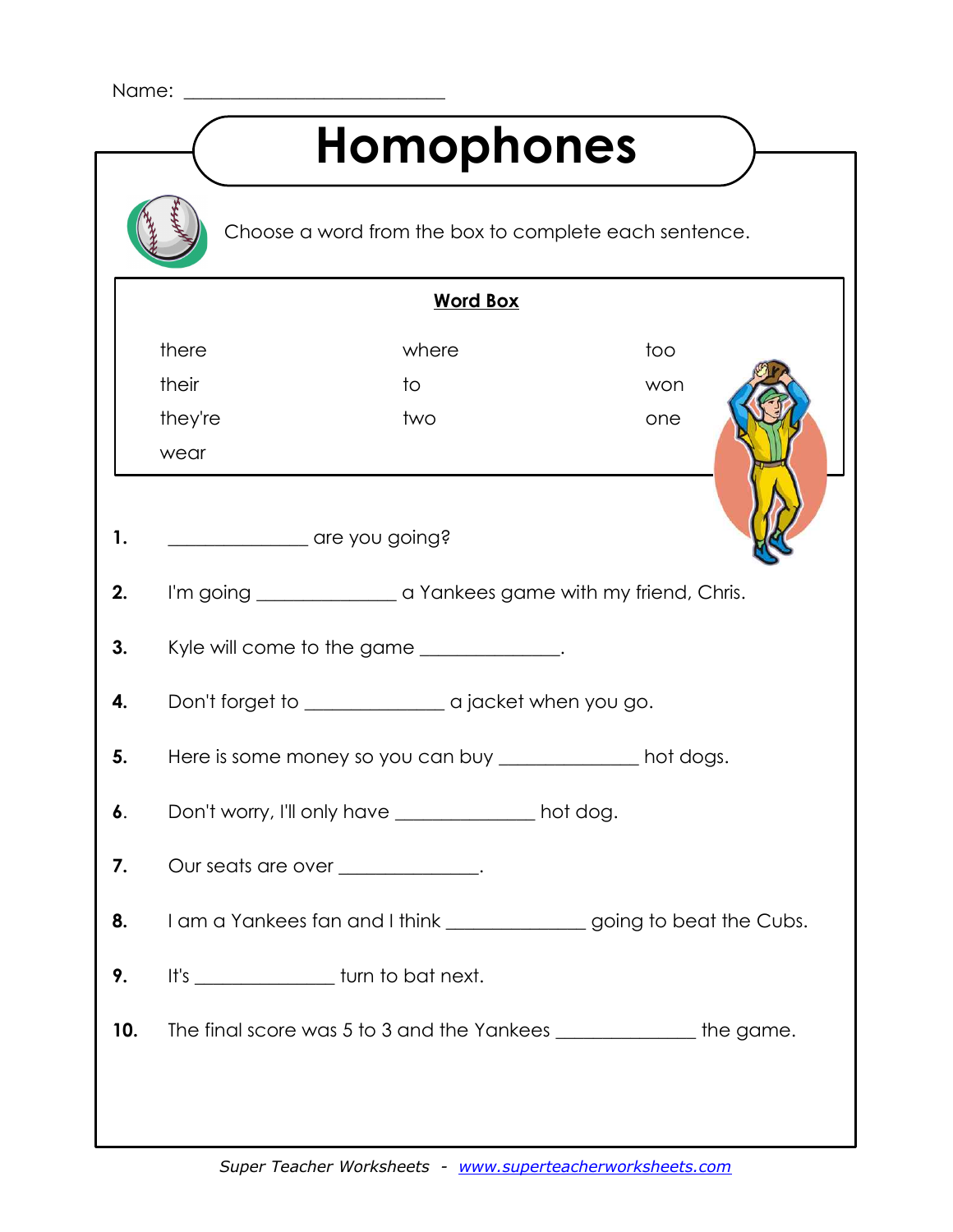Name: ___________________________

# Homophones

Choose a word from the box to complete each sentence.

**Word Box**

| | | |
|---|---|---|
| there | where | too |
| their | to | won |
| they're | two | one |
| wear | | |

1. ______________ are you going?

2. I'm going ______________ a Yankees game with my friend, Chris.

3. Kyle will come to the game ______________.

4. Don't forget to ______________ a jacket when you go.

5. Here is some money so you can buy ______________ hot dogs.

6. Don't worry, I'll only have ______________ hot dog.

7. Our seats are over ______________.

8. I am a Yankees fan and I think ______________ going to beat the Cubs.

9. It's ______________ turn to bat next.

10. The final score was 5 to 3 and the Yankees ______________ the game.

*Super Teacher Worksheets* - www.superteacherworksheets.com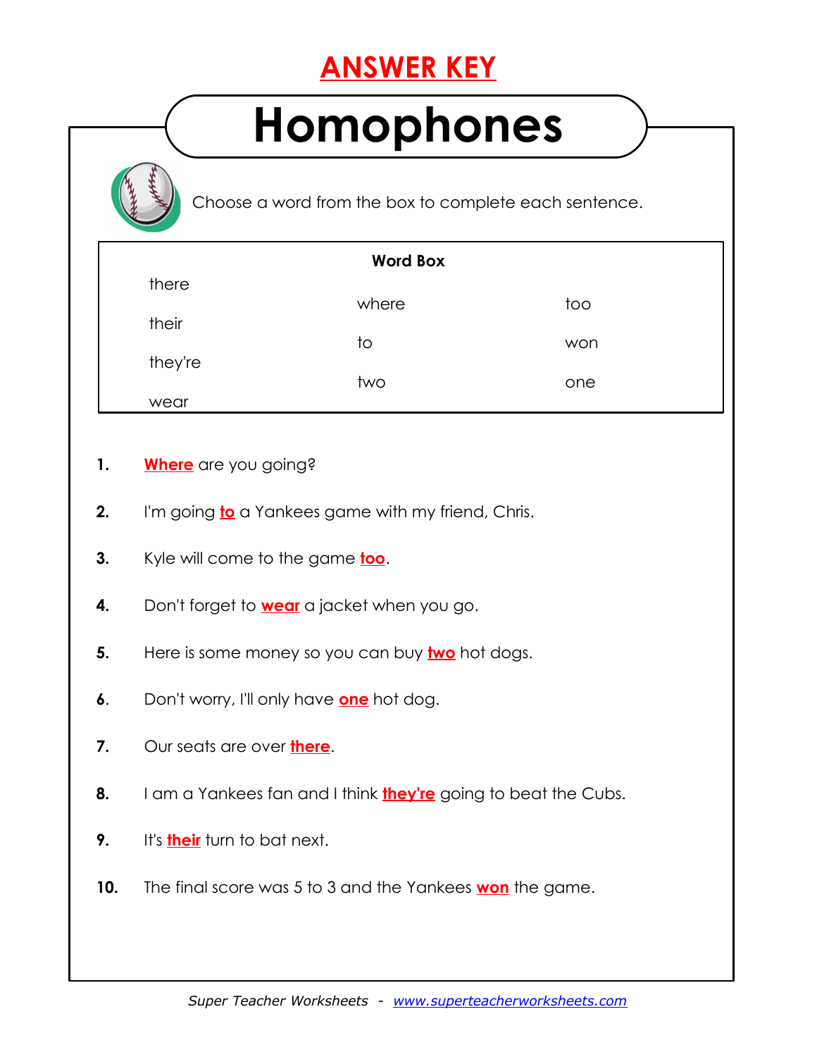# ANSWER KEY

# Homophones

Choose a word from the box to complete each sentence.

**Word Box**

| | | |
|---|---|---|
| there | where | too |
| their | to | won |
| they're | two | one |
| wear | | |

1. **Where** are you going?
2. I'm going **to** a Yankees game with my friend, Chris.
3. Kyle will come to the game **too**.
4. Don't forget to **wear** a jacket when you go.
5. Here is some money so you can buy **two** hot dogs.
6. Don't worry, I'll only have **one** hot dog.
7. Our seats are over **there**.
8. I am a Yankees fan and I think **they're** going to beat the Cubs.
9. It's **their** turn to bat next.
10. The final score was 5 to 3 and the Yankees **won** the game.

*Super Teacher Worksheets - www.superteacherworksheets.com*